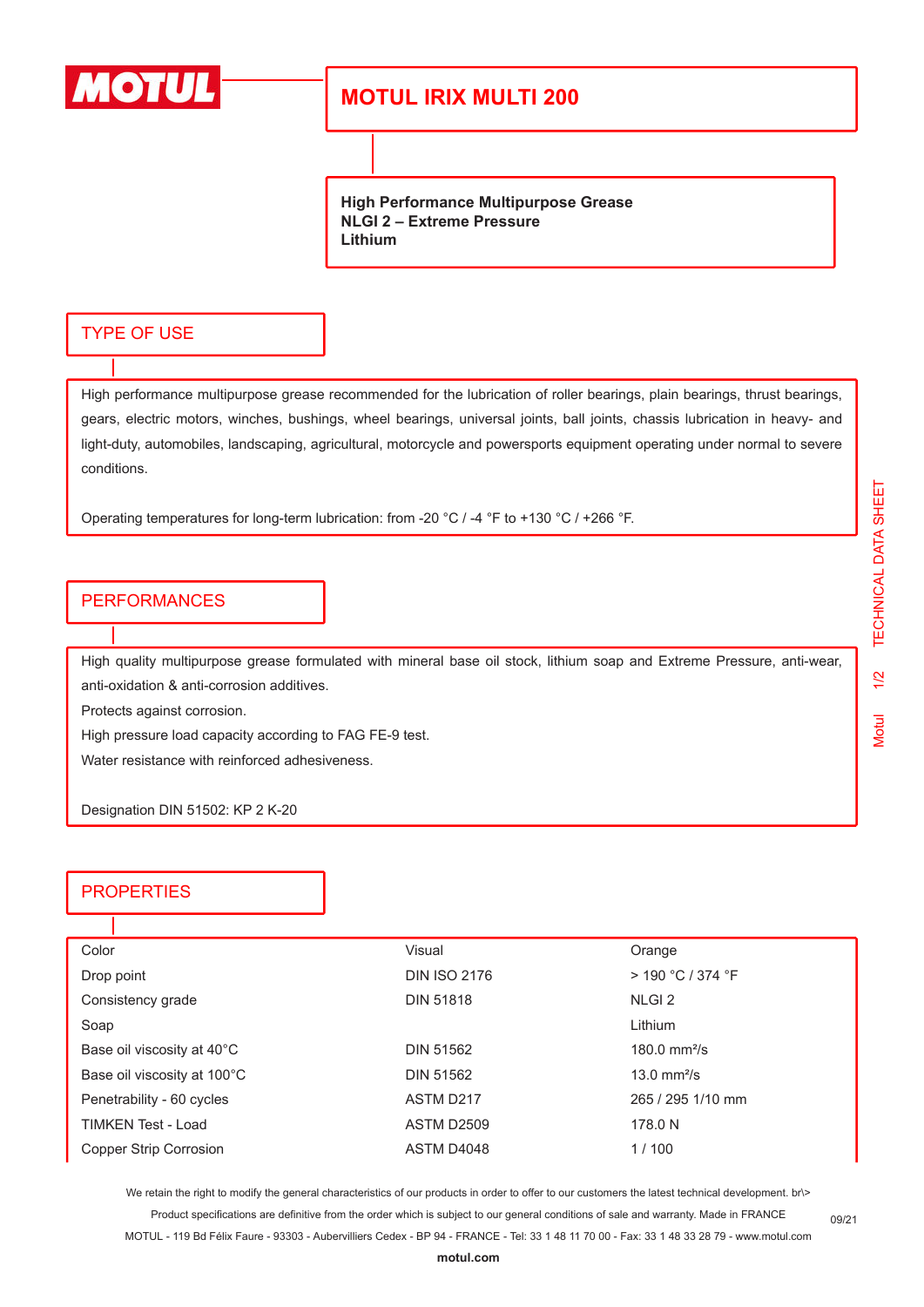# MOTUL IRIX MULTI 200

**High Performance Multipurpose Grease**
**NLGI 2 – Extreme Pressure**
**Lithium**

## TYPE OF USE

High performance multipurpose grease recommended for the lubrication of roller bearings, plain bearings, thrust bearings, gears, electric motors, winches, bushings, wheel bearings, universal joints, ball joints, chassis lubrication in heavy- and light-duty, automobiles, landscaping, agricultural, motorcycle and powersports equipment operating under normal to severe conditions.

Operating temperatures for long-term lubrication: from -20 °C / -4 °F to +130 °C / +266 °F.

## PERFORMANCES

High quality multipurpose grease formulated with mineral base oil stock, lithium soap and Extreme Pressure, anti-wear, anti-oxidation & anti-corrosion additives.

Protects against corrosion.

High pressure load capacity according to FAG FE-9 test.

Water resistance with reinforced adhesiveness.

Designation DIN 51502: KP 2 K-20

## PROPERTIES

| | | |
|---|---|---|
| Color | Visual | Orange |
| Drop point | DIN ISO 2176 | > 190 °C / 374 °F |
| Consistency grade | DIN 51818 | NLGI 2 |
| Soap | | Lithium |
| Base oil viscosity at 40°C | DIN 51562 | 180.0 mm²/s |
| Base oil viscosity at 100°C | DIN 51562 | 13.0 mm²/s |
| Penetrability - 60 cycles | ASTM D217 | 265 / 295 1/10 mm |
| TIMKEN Test - Load | ASTM D2509 | 178.0 N |
| Copper Strip Corrosion | ASTM D4048 | 1 / 100 |

We retain the right to modify the general characteristics of our products in order to offer to our customers the latest technical development. br\>
Product specifications are definitive from the order which is subject to our general conditions of sale and warranty. Made in FRANCE
MOTUL - 119 Bd Félix Faure - 93303 - Aubervilliers Cedex - BP 94 - FRANCE - Tel: 33 1 48 11 70 00 - Fax: 33 1 48 33 28 79 - www.motul.com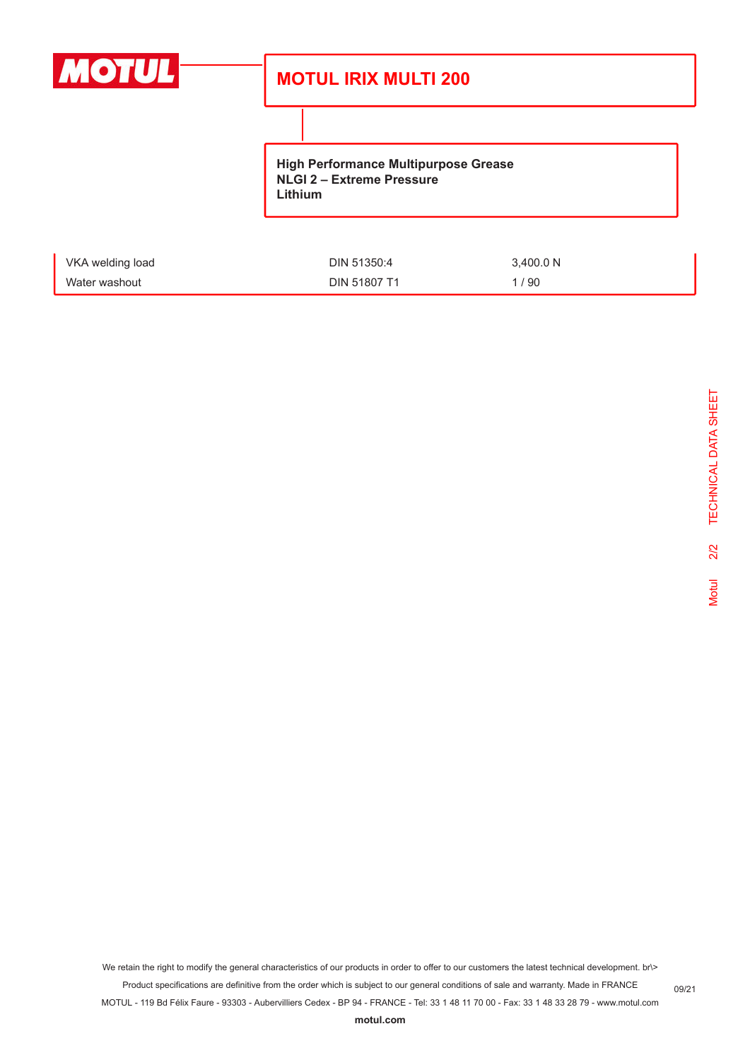# MOTUL IRIX MULTI 200

**High Performance Multipurpose Grease**
**NLGI 2 – Extreme Pressure**
**Lithium**

| | | |
|---|---|---|
| VKA welding load | DIN 51350:4 | 3,400.0 N |
| Water washout | DIN 51807 T1 | 1 / 90 |

We retain the right to modify the general characteristics of our products in order to offer to our customers the latest technical development. br\>
Product specifications are definitive from the order which is subject to our general conditions of sale and warranty. Made in FRANCE

MOTUL - 119 Bd Félix Faure - 93303 - Aubervilliers Cedex - BP 94 - FRANCE - Tel: 33 1 48 11 70 00 - Fax: 33 1 48 33 28 79 - www.motul.com

09/21

**motul.com**